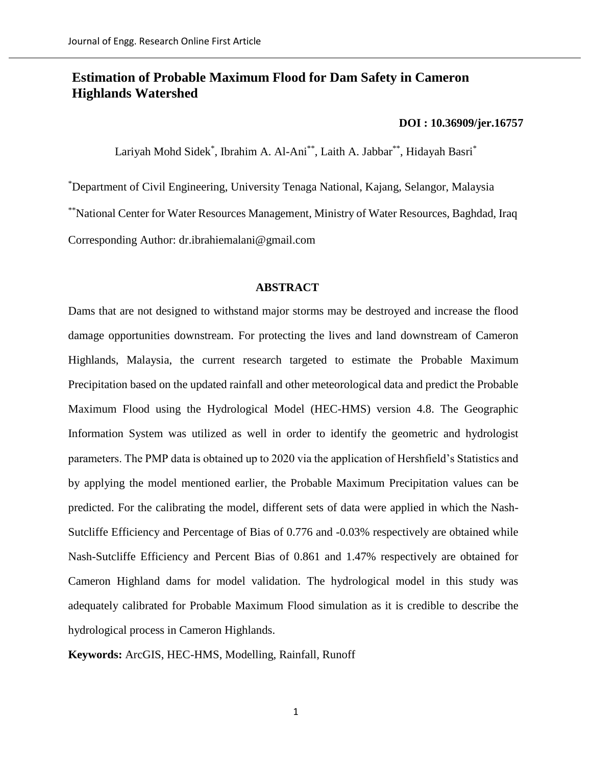# Estimation of Probable Maximum Flood for Dam Safety in Cameron Highlands Watershed

**DOI : 10.36909/jer.16757**

Lariyah Mohd Sidek[*], Ibrahim A. Al-Ani[**], Laith A. Jabbar[**], Hidayah Basri[*]

[*]Department of Civil Engineering, University Tenaga National, Kajang, Selangor, Malaysia

[**]National Center for Water Resources Management, Ministry of Water Resources, Baghdad, Iraq

Corresponding Author: dr.ibrahiemalani@gmail.com

## ABSTRACT

Dams that are not designed to withstand major storms may be destroyed and increase the flood damage opportunities downstream. For protecting the lives and land downstream of Cameron Highlands, Malaysia, the current research targeted to estimate the Probable Maximum Precipitation based on the updated rainfall and other meteorological data and predict the Probable Maximum Flood using the Hydrological Model (HEC-HMS) version 4.8. The Geographic Information System was utilized as well in order to identify the geometric and hydrologist parameters. The PMP data is obtained up to 2020 via the application of Hershfield's Statistics and by applying the model mentioned earlier, the Probable Maximum Precipitation values can be predicted. For the calibrating the model, different sets of data were applied in which the Nash-Sutcliffe Efficiency and Percentage of Bias of 0.776 and -0.03% respectively are obtained while Nash-Sutcliffe Efficiency and Percent Bias of 0.861 and 1.47% respectively are obtained for Cameron Highland dams for model validation. The hydrological model in this study was adequately calibrated for Probable Maximum Flood simulation as it is credible to describe the hydrological process in Cameron Highlands.

**Keywords:** ArcGIS, HEC-HMS, Modelling, Rainfall, Runoff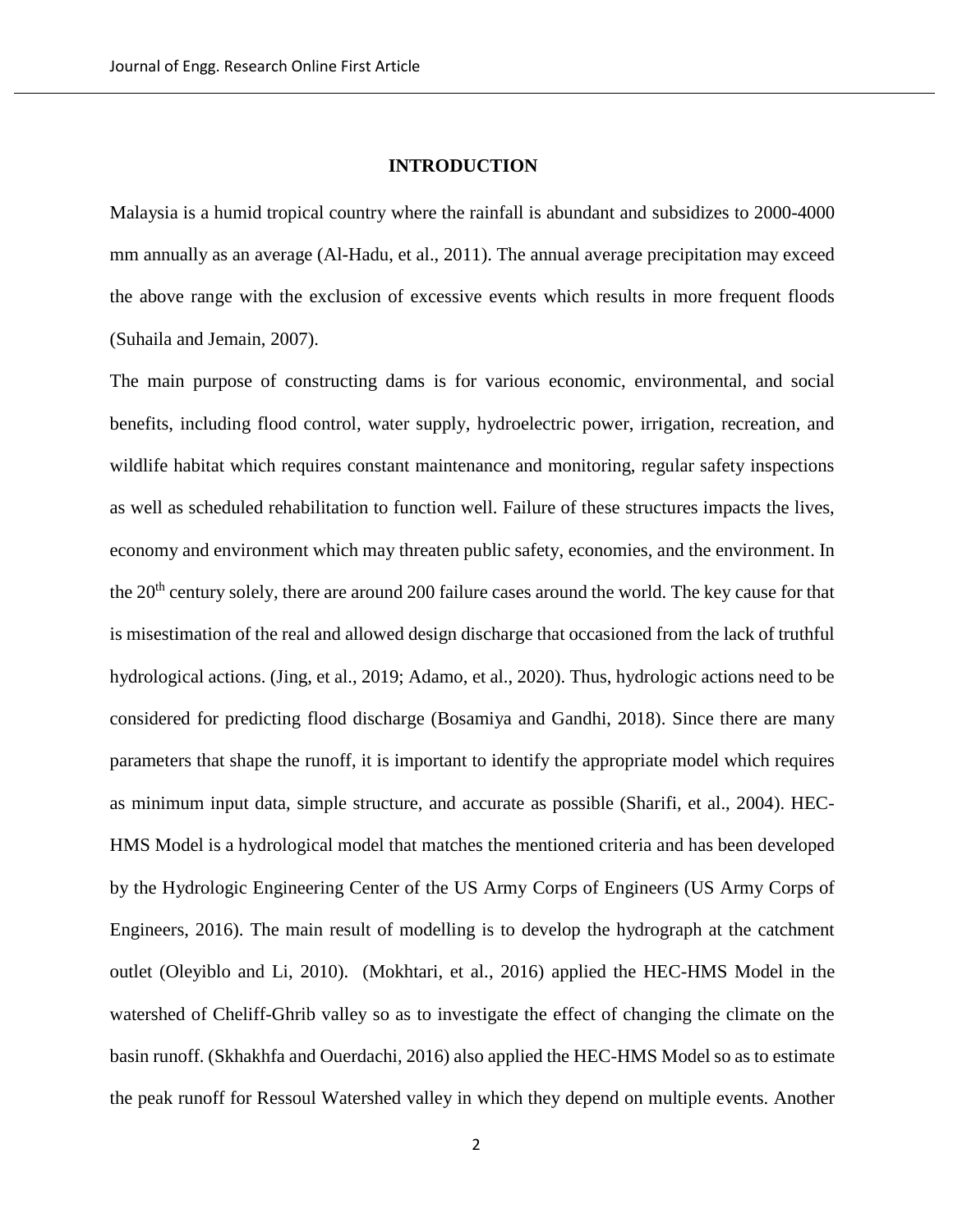## INTRODUCTION

Malaysia is a humid tropical country where the rainfall is abundant and subsidizes to 2000-4000 mm annually as an average (Al-Hadu, et al., 2011). The annual average precipitation may exceed the above range with the exclusion of excessive events which results in more frequent floods (Suhaila and Jemain, 2007).

The main purpose of constructing dams is for various economic, environmental, and social benefits, including flood control, water supply, hydroelectric power, irrigation, recreation, and wildlife habitat which requires constant maintenance and monitoring, regular safety inspections as well as scheduled rehabilitation to function well. Failure of these structures impacts the lives, economy and environment which may threaten public safety, economies, and the environment. In the 20th century solely, there are around 200 failure cases around the world. The key cause for that is misestimation of the real and allowed design discharge that occasioned from the lack of truthful hydrological actions. (Jing, et al., 2019; Adamo, et al., 2020). Thus, hydrologic actions need to be considered for predicting flood discharge (Bosamiya and Gandhi, 2018). Since there are many parameters that shape the runoff, it is important to identify the appropriate model which requires as minimum input data, simple structure, and accurate as possible (Sharifi, et al., 2004). HEC-HMS Model is a hydrological model that matches the mentioned criteria and has been developed by the Hydrologic Engineering Center of the US Army Corps of Engineers (US Army Corps of Engineers, 2016). The main result of modelling is to develop the hydrograph at the catchment outlet (Oleyiblo and Li, 2010). (Mokhtari, et al., 2016) applied the HEC-HMS Model in the watershed of Cheliff-Ghrib valley so as to investigate the effect of changing the climate on the basin runoff. (Skhakhfa and Ouerdachi, 2016) also applied the HEC-HMS Model so as to estimate the peak runoff for Ressoul Watershed valley in which they depend on multiple events. Another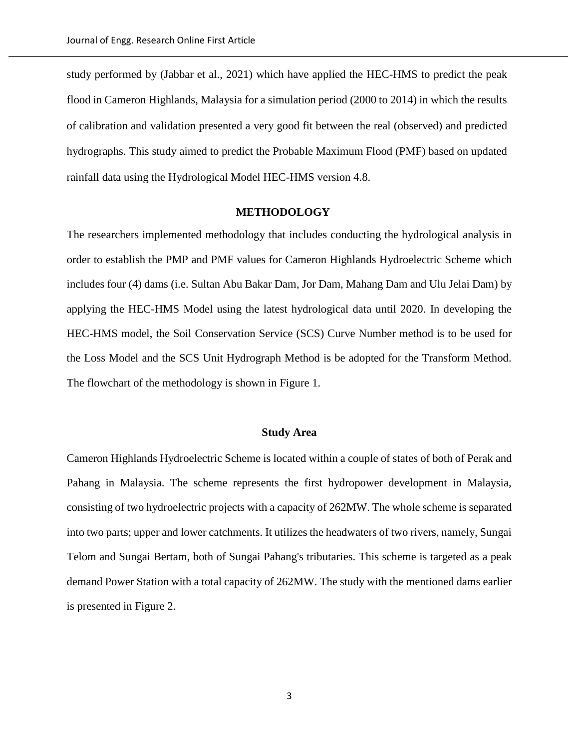study performed by (Jabbar et al., 2021) which have applied the HEC-HMS to predict the peak flood in Cameron Highlands, Malaysia for a simulation period (2000 to 2014) in which the results of calibration and validation presented a very good fit between the real (observed) and predicted hydrographs. This study aimed to predict the Probable Maximum Flood (PMF) based on updated rainfall data using the Hydrological Model HEC-HMS version 4.8.

## METHODOLOGY

The researchers implemented methodology that includes conducting the hydrological analysis in order to establish the PMP and PMF values for Cameron Highlands Hydroelectric Scheme which includes four (4) dams (i.e. Sultan Abu Bakar Dam, Jor Dam, Mahang Dam and Ulu Jelai Dam) by applying the HEC-HMS Model using the latest hydrological data until 2020. In developing the HEC-HMS model, the Soil Conservation Service (SCS) Curve Number method is to be used for the Loss Model and the SCS Unit Hydrograph Method is be adopted for the Transform Method. The flowchart of the methodology is shown in Figure 1.

### Study Area

Cameron Highlands Hydroelectric Scheme is located within a couple of states of both of Perak and Pahang in Malaysia. The scheme represents the first hydropower development in Malaysia, consisting of two hydroelectric projects with a capacity of 262MW. The whole scheme is separated into two parts; upper and lower catchments. It utilizes the headwaters of two rivers, namely, Sungai Telom and Sungai Bertam, both of Sungai Pahang's tributaries. This scheme is targeted as a peak demand Power Station with a total capacity of 262MW. The study with the mentioned dams earlier is presented in Figure 2.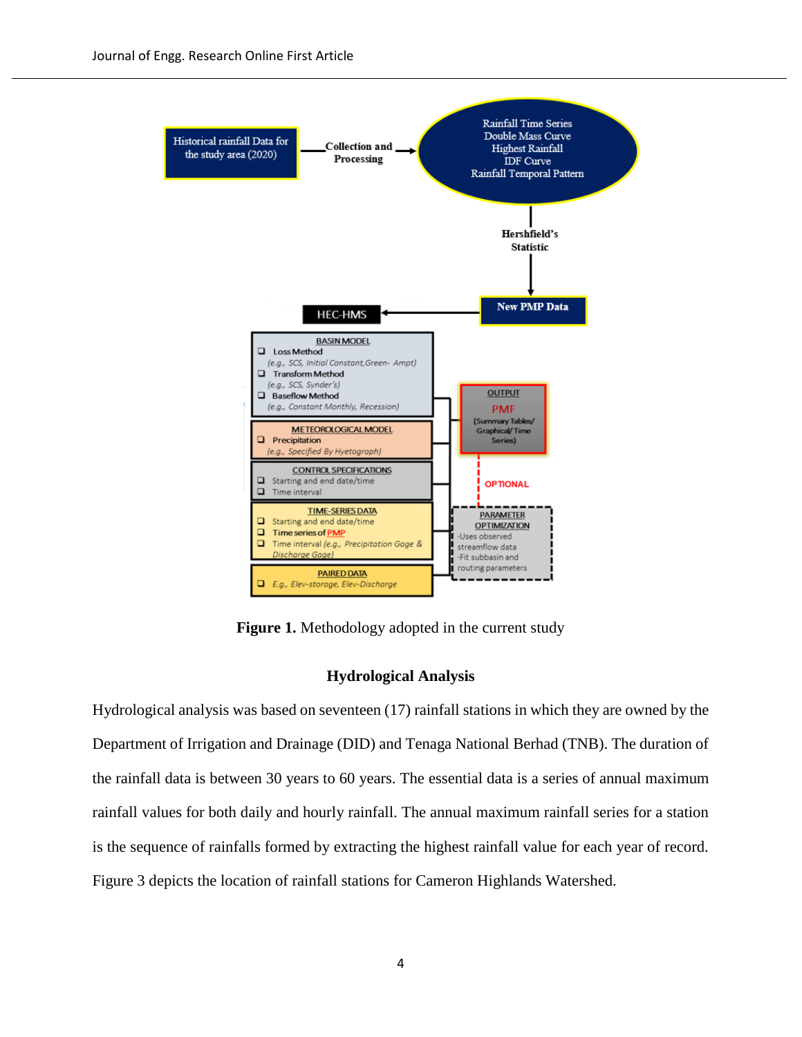**Figure 1.** Methodology adopted in the current study

## Hydrological Analysis

Hydrological analysis was based on seventeen (17) rainfall stations in which they are owned by the Department of Irrigation and Drainage (DID) and Tenaga National Berhad (TNB). The duration of the rainfall data is between 30 years to 60 years. The essential data is a series of annual maximum rainfall values for both daily and hourly rainfall. The annual maximum rainfall series for a station is the sequence of rainfalls formed by extracting the highest rainfall value for each year of record. Figure 3 depicts the location of rainfall stations for Cameron Highlands Watershed.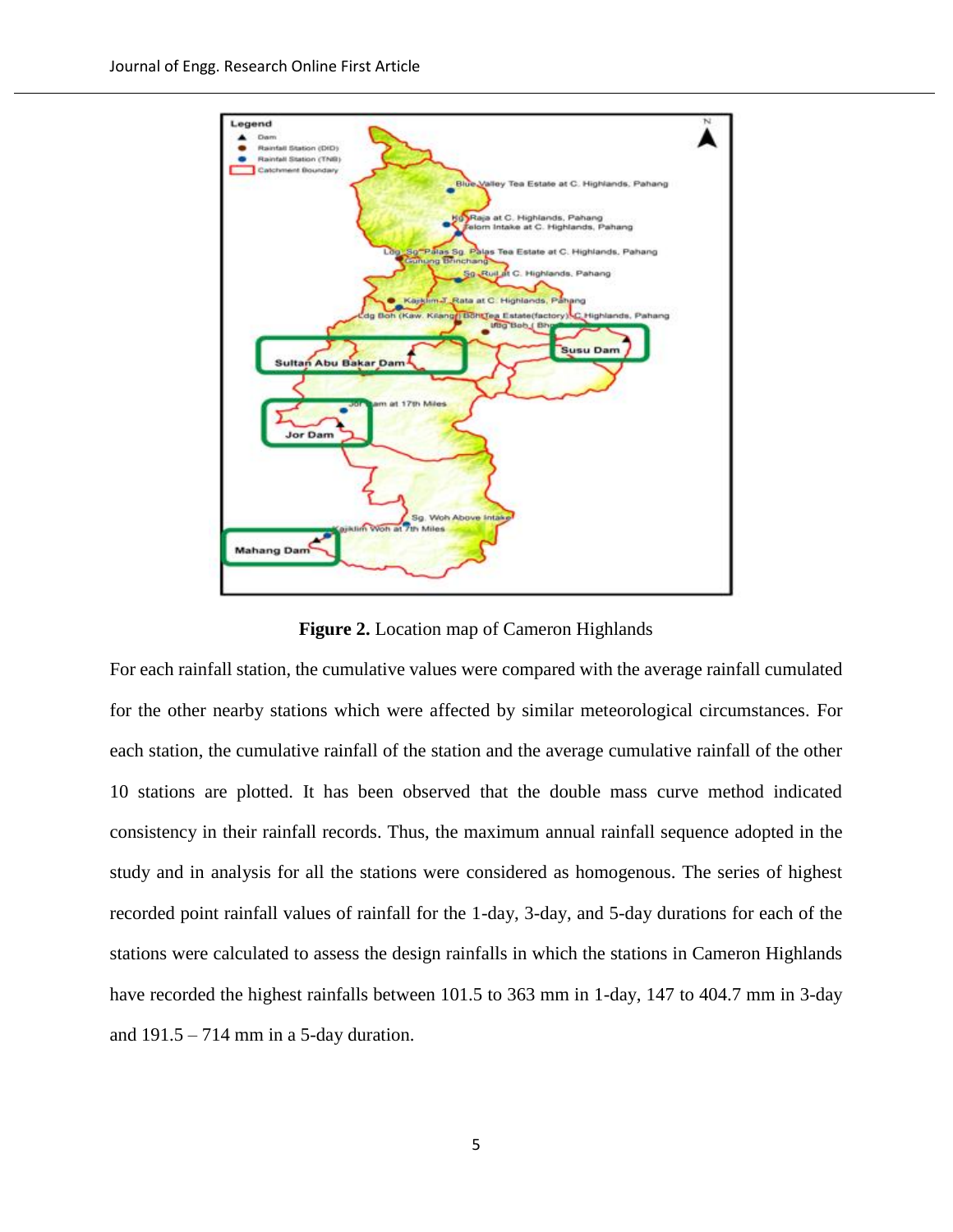**Figure 2.** Location map of Cameron Highlands

For each rainfall station, the cumulative values were compared with the average rainfall cumulated for the other nearby stations which were affected by similar meteorological circumstances. For each station, the cumulative rainfall of the station and the average cumulative rainfall of the other 10 stations are plotted. It has been observed that the double mass curve method indicated consistency in their rainfall records. Thus, the maximum annual rainfall sequence adopted in the study and in analysis for all the stations were considered as homogenous. The series of highest recorded point rainfall values of rainfall for the 1-day, 3-day, and 5-day durations for each of the stations were calculated to assess the design rainfalls in which the stations in Cameron Highlands have recorded the highest rainfalls between 101.5 to 363 mm in 1-day, 147 to 404.7 mm in 3-day and 191.5 – 714 mm in a 5-day duration.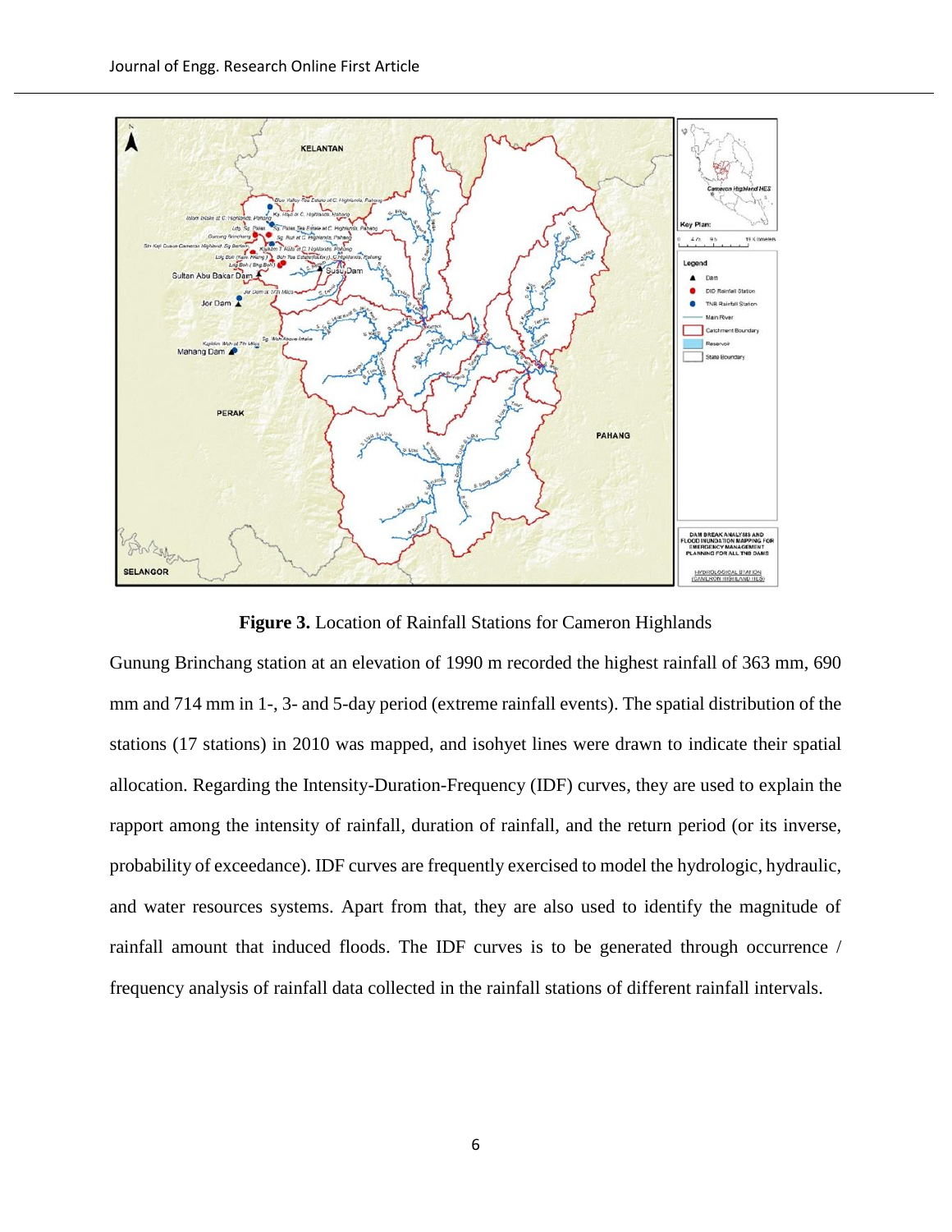**Figure 3.** Location of Rainfall Stations for Cameron Highlands

Gunung Brinchang station at an elevation of 1990 m recorded the highest rainfall of 363 mm, 690 mm and 714 mm in 1-, 3- and 5-day period (extreme rainfall events). The spatial distribution of the stations (17 stations) in 2010 was mapped, and isohyet lines were drawn to indicate their spatial allocation. Regarding the Intensity-Duration-Frequency (IDF) curves, they are used to explain the rapport among the intensity of rainfall, duration of rainfall, and the return period (or its inverse, probability of exceedance). IDF curves are frequently exercised to model the hydrologic, hydraulic, and water resources systems. Apart from that, they are also used to identify the magnitude of rainfall amount that induced floods. The IDF curves is to be generated through occurrence / frequency analysis of rainfall data collected in the rainfall stations of different rainfall intervals.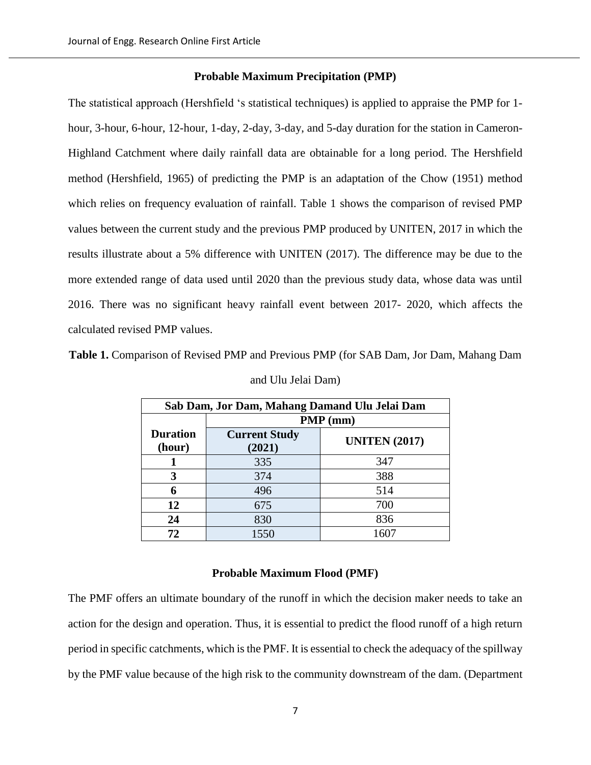### Probable Maximum Precipitation (PMP)

The statistical approach (Hershfield 's statistical techniques) is applied to appraise the PMP for 1-hour, 3-hour, 6-hour, 12-hour, 1-day, 2-day, 3-day, and 5-day duration for the station in Cameron-Highland Catchment where daily rainfall data are obtainable for a long period. The Hershfield method (Hershfield, 1965) of predicting the PMP is an adaptation of the Chow (1951) method which relies on frequency evaluation of rainfall. Table 1 shows the comparison of revised PMP values between the current study and the previous PMP produced by UNITEN, 2017 in which the results illustrate about a 5% difference with UNITEN (2017). The difference may be due to the more extended range of data used until 2020 than the previous study data, whose data was until 2016. There was no significant heavy rainfall event between 2017- 2020, which affects the calculated revised PMP values.

**Table 1.** Comparison of Revised PMP and Previous PMP (for SAB Dam, Jor Dam, Mahang Dam and Ulu Jelai Dam)

| Sab Dam, Jor Dam, Mahang Damand Ulu Jelai Dam | | |
|---|---|---|
| **Duration (hour)** | **PMP (mm)** | |
| | **Current Study (2021)** | **UNITEN (2017)** |
| **1** | 335 | 347 |
| **3** | 374 | 388 |
| **6** | 496 | 514 |
| **12** | 675 | 700 |
| **24** | 830 | 836 |
| **72** | 1550 | 1607 |

### Probable Maximum Flood (PMF)

The PMF offers an ultimate boundary of the runoff in which the decision maker needs to take an action for the design and operation. Thus, it is essential to predict the flood runoff of a high return period in specific catchments, which is the PMF. It is essential to check the adequacy of the spillway by the PMF value because of the high risk to the community downstream of the dam. (Department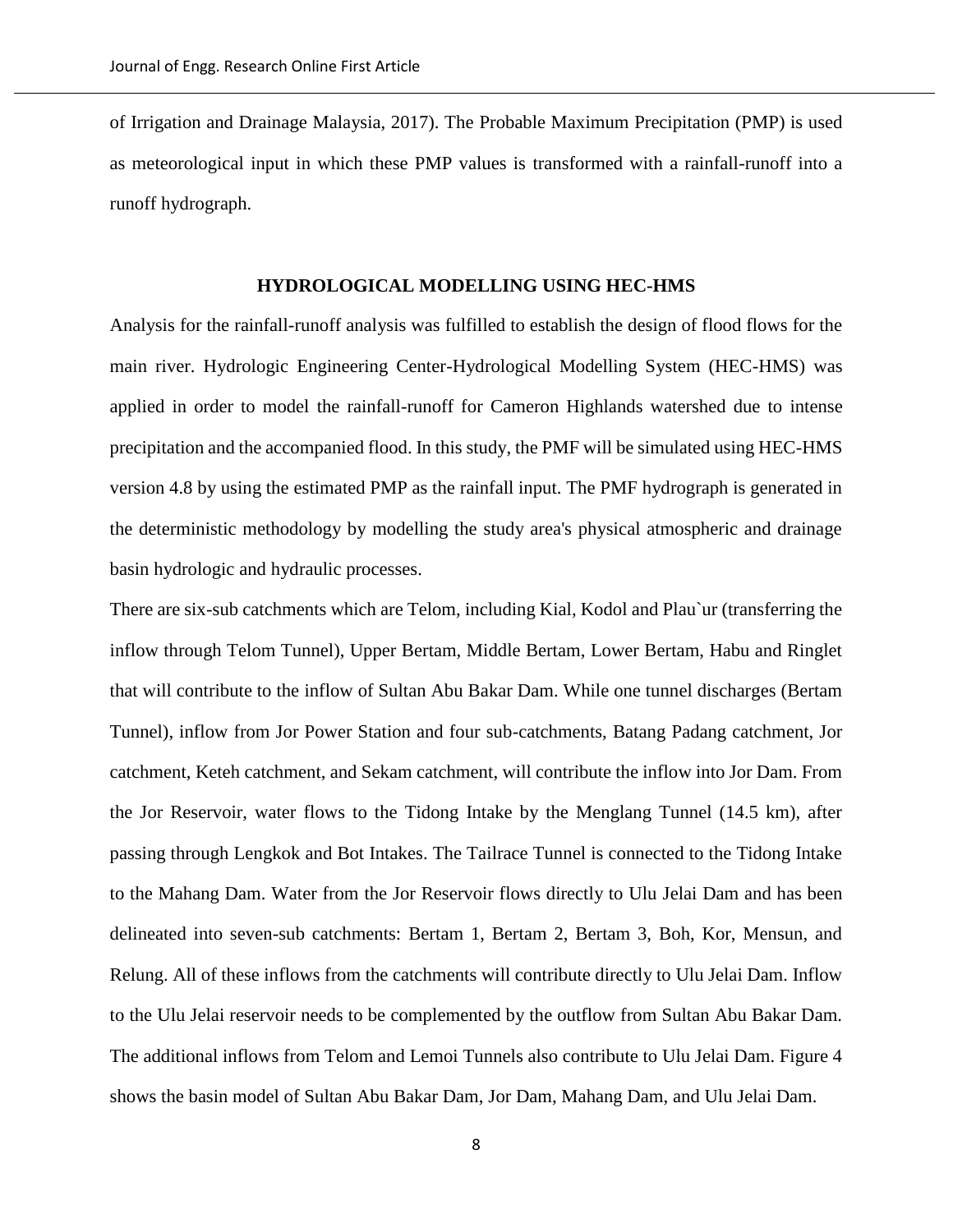of Irrigation and Drainage Malaysia, 2017). The Probable Maximum Precipitation (PMP) is used as meteorological input in which these PMP values is transformed with a rainfall-runoff into a runoff hydrograph.

## HYDROLOGICAL MODELLING USING HEC-HMS

Analysis for the rainfall-runoff analysis was fulfilled to establish the design of flood flows for the main river. Hydrologic Engineering Center-Hydrological Modelling System (HEC-HMS) was applied in order to model the rainfall-runoff for Cameron Highlands watershed due to intense precipitation and the accompanied flood. In this study, the PMF will be simulated using HEC-HMS version 4.8 by using the estimated PMP as the rainfall input. The PMF hydrograph is generated in the deterministic methodology by modelling the study area's physical atmospheric and drainage basin hydrologic and hydraulic processes.

There are six-sub catchments which are Telom, including Kial, Kodol and Plau`ur (transferring the inflow through Telom Tunnel), Upper Bertam, Middle Bertam, Lower Bertam, Habu and Ringlet that will contribute to the inflow of Sultan Abu Bakar Dam. While one tunnel discharges (Bertam Tunnel), inflow from Jor Power Station and four sub-catchments, Batang Padang catchment, Jor catchment, Keteh catchment, and Sekam catchment, will contribute the inflow into Jor Dam. From the Jor Reservoir, water flows to the Tidong Intake by the Menglang Tunnel (14.5 km), after passing through Lengkok and Bot Intakes. The Tailrace Tunnel is connected to the Tidong Intake to the Mahang Dam. Water from the Jor Reservoir flows directly to Ulu Jelai Dam and has been delineated into seven-sub catchments: Bertam 1, Bertam 2, Bertam 3, Boh, Kor, Mensun, and Relung. All of these inflows from the catchments will contribute directly to Ulu Jelai Dam. Inflow to the Ulu Jelai reservoir needs to be complemented by the outflow from Sultan Abu Bakar Dam. The additional inflows from Telom and Lemoi Tunnels also contribute to Ulu Jelai Dam. Figure 4 shows the basin model of Sultan Abu Bakar Dam, Jor Dam, Mahang Dam, and Ulu Jelai Dam.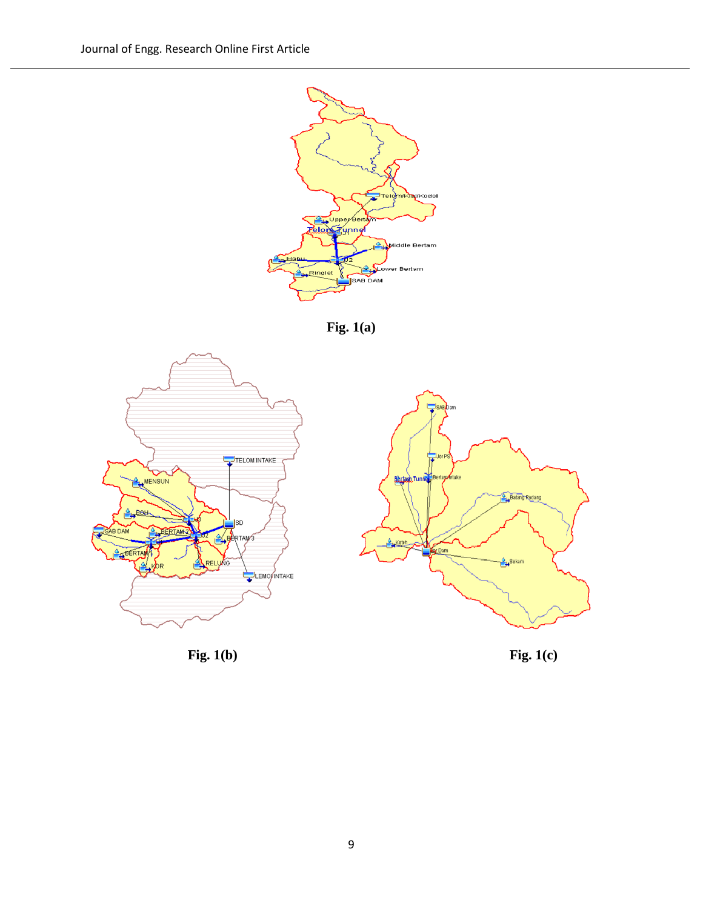**Fig. 1(a)**

**Fig. 1(b)**

**Fig. 1(c)**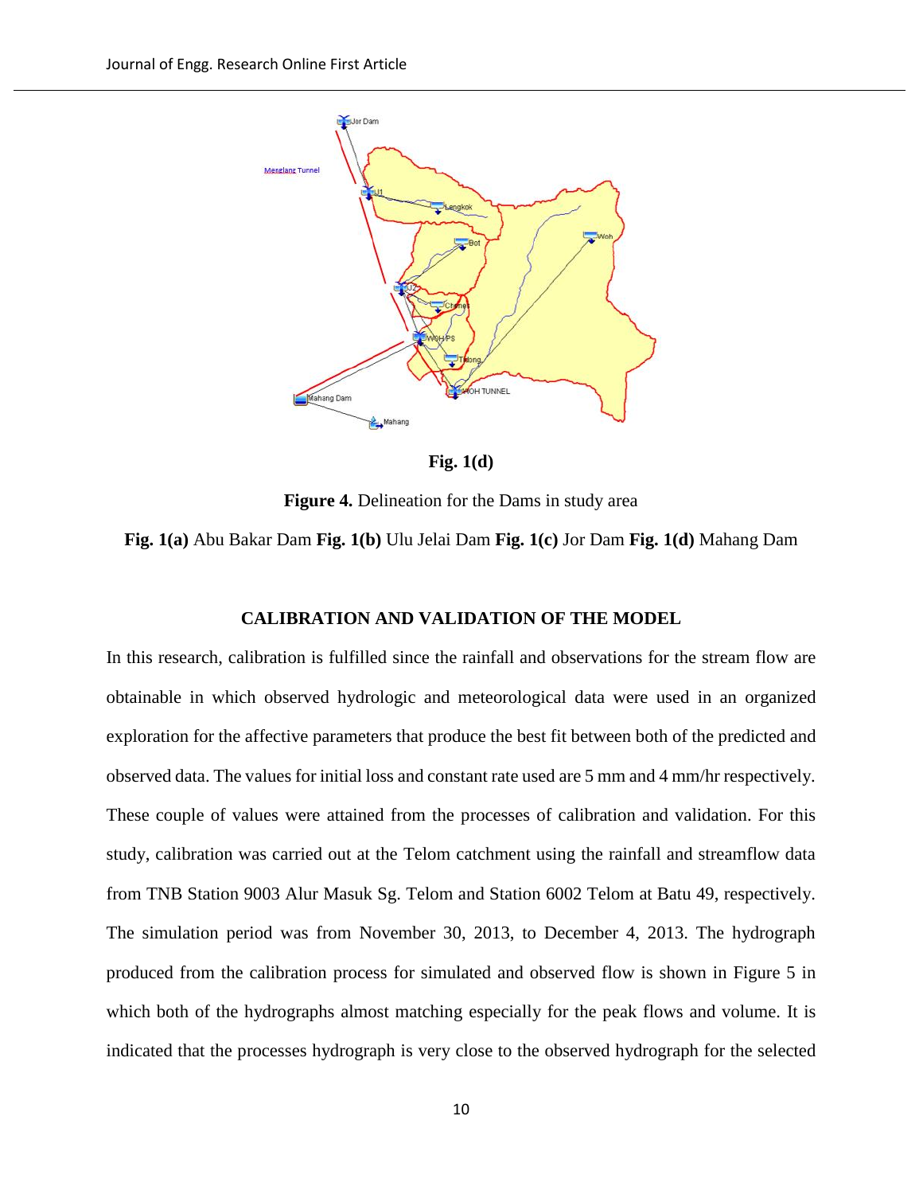**Fig. 1(d)**

**Figure 4.** Delineation for the Dams in study area

**Fig. 1(a)** Abu Bakar Dam **Fig. 1(b)** Ulu Jelai Dam **Fig. 1(c)** Jor Dam **Fig. 1(d)** Mahang Dam

## CALIBRATION AND VALIDATION OF THE MODEL

In this research, calibration is fulfilled since the rainfall and observations for the stream flow are obtainable in which observed hydrologic and meteorological data were used in an organized exploration for the affective parameters that produce the best fit between both of the predicted and observed data. The values for initial loss and constant rate used are 5 mm and 4 mm/hr respectively. These couple of values were attained from the processes of calibration and validation. For this study, calibration was carried out at the Telom catchment using the rainfall and streamflow data from TNB Station 9003 Alur Masuk Sg. Telom and Station 6002 Telom at Batu 49, respectively. The simulation period was from November 30, 2013, to December 4, 2013. The hydrograph produced from the calibration process for simulated and observed flow is shown in Figure 5 in which both of the hydrographs almost matching especially for the peak flows and volume. It is indicated that the processes hydrograph is very close to the observed hydrograph for the selected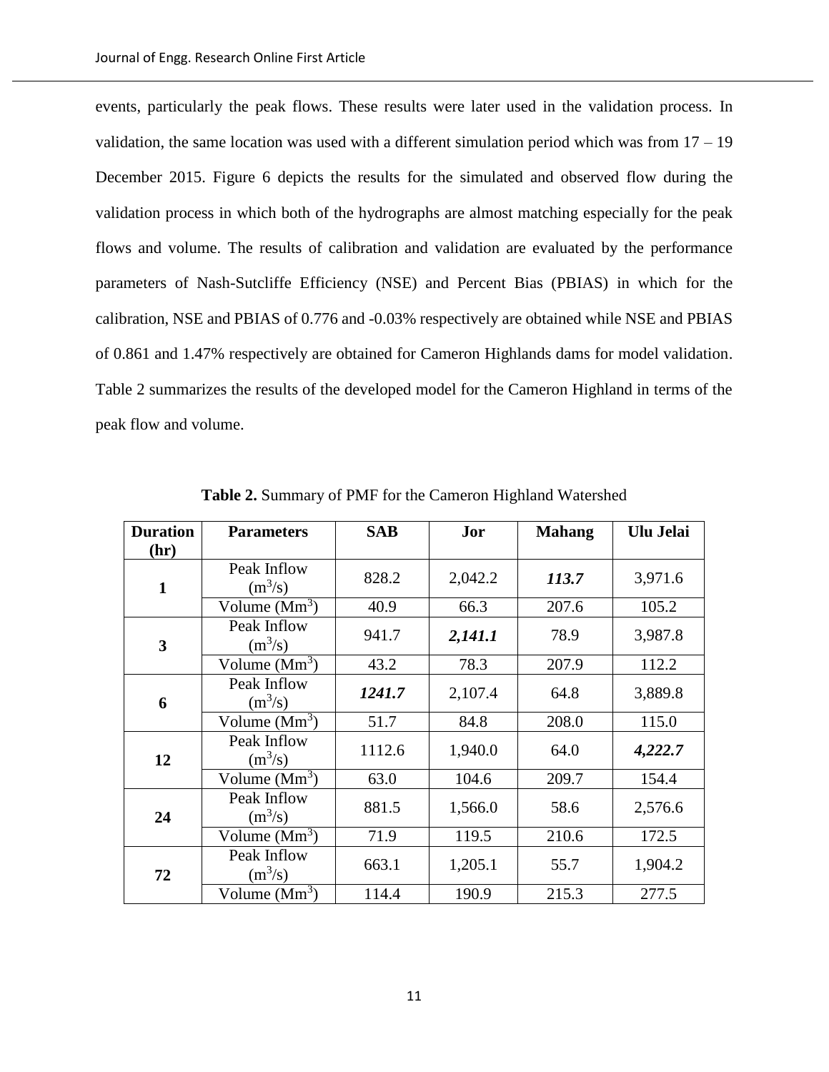events, particularly the peak flows. These results were later used in the validation process. In validation, the same location was used with a different simulation period which was from 17 – 19 December 2015. Figure 6 depicts the results for the simulated and observed flow during the validation process in which both of the hydrographs are almost matching especially for the peak flows and volume. The results of calibration and validation are evaluated by the performance parameters of Nash-Sutcliffe Efficiency (NSE) and Percent Bias (PBIAS) in which for the calibration, NSE and PBIAS of 0.776 and -0.03% respectively are obtained while NSE and PBIAS of 0.861 and 1.47% respectively are obtained for Cameron Highlands dams for model validation. Table 2 summarizes the results of the developed model for the Cameron Highland in terms of the peak flow and volume.

**Table 2.** Summary of PMF for the Cameron Highland Watershed

| Duration (hr) | Parameters | SAB | Jor | Mahang | Ulu Jelai |
|---|---|---|---|---|---|
| **1** | Peak Inflow ($m^3/s$) | 828.2 | 2,042.2 | ***113.7*** | 3,971.6 |
| | Volume ($Mm^3$) | 40.9 | 66.3 | 207.6 | 105.2 |
| **3** | Peak Inflow ($m^3/s$) | 941.7 | ***2,141.1*** | 78.9 | 3,987.8 |
| | Volume ($Mm^3$) | 43.2 | 78.3 | 207.9 | 112.2 |
| **6** | Peak Inflow ($m^3/s$) | ***1241.7*** | 2,107.4 | 64.8 | 3,889.8 |
| | Volume ($Mm^3$) | 51.7 | 84.8 | 208.0 | 115.0 |
| **12** | Peak Inflow ($m^3/s$) | 1112.6 | 1,940.0 | 64.0 | ***4,222.7*** |
| | Volume ($Mm^3$) | 63.0 | 104.6 | 209.7 | 154.4 |
| **24** | Peak Inflow ($m^3/s$) | 881.5 | 1,566.0 | 58.6 | 2,576.6 |
| | Volume ($Mm^3$) | 71.9 | 119.5 | 210.6 | 172.5 |
| **72** | Peak Inflow ($m^3/s$) | 663.1 | 1,205.1 | 55.7 | 1,904.2 |
| | Volume ($Mm^3$) | 114.4 | 190.9 | 215.3 | 277.5 |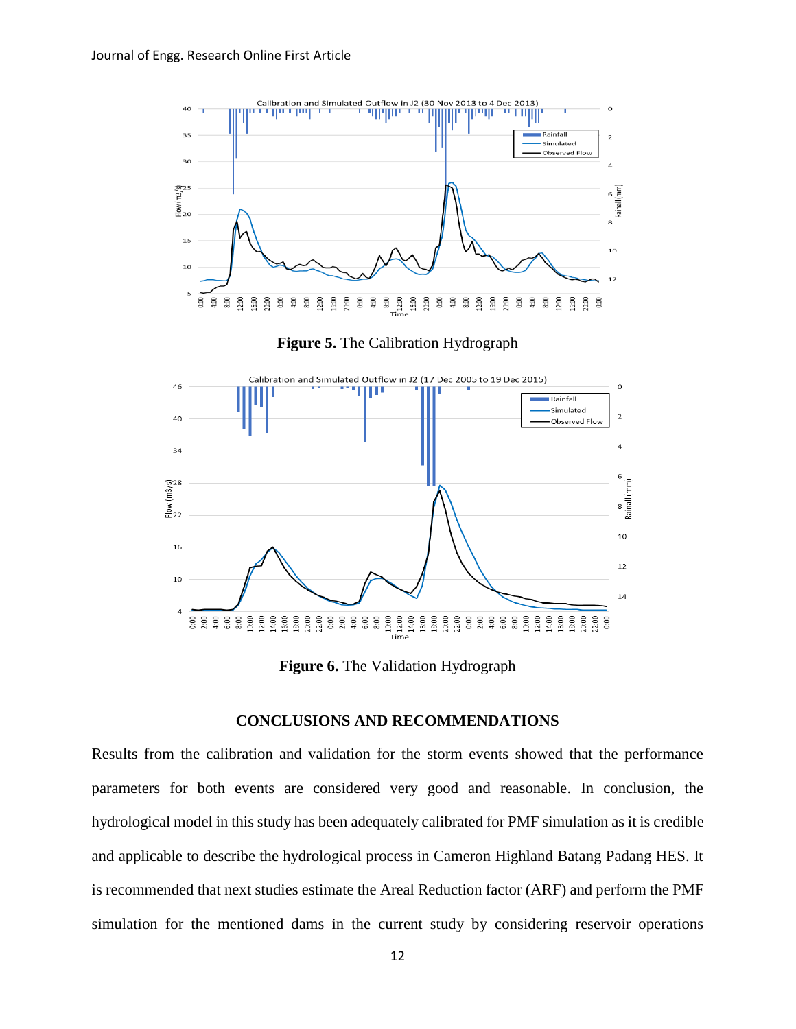**Figure 5.** The Calibration Hydrograph

**Figure 6.** The Validation Hydrograph

## CONCLUSIONS AND RECOMMENDATIONS

Results from the calibration and validation for the storm events showed that the performance parameters for both events are considered very good and reasonable. In conclusion, the hydrological model in this study has been adequately calibrated for PMF simulation as it is credible and applicable to describe the hydrological process in Cameron Highland Batang Padang HES. It is recommended that next studies estimate the Areal Reduction factor (ARF) and perform the PMF simulation for the mentioned dams in the current study by considering reservoir operations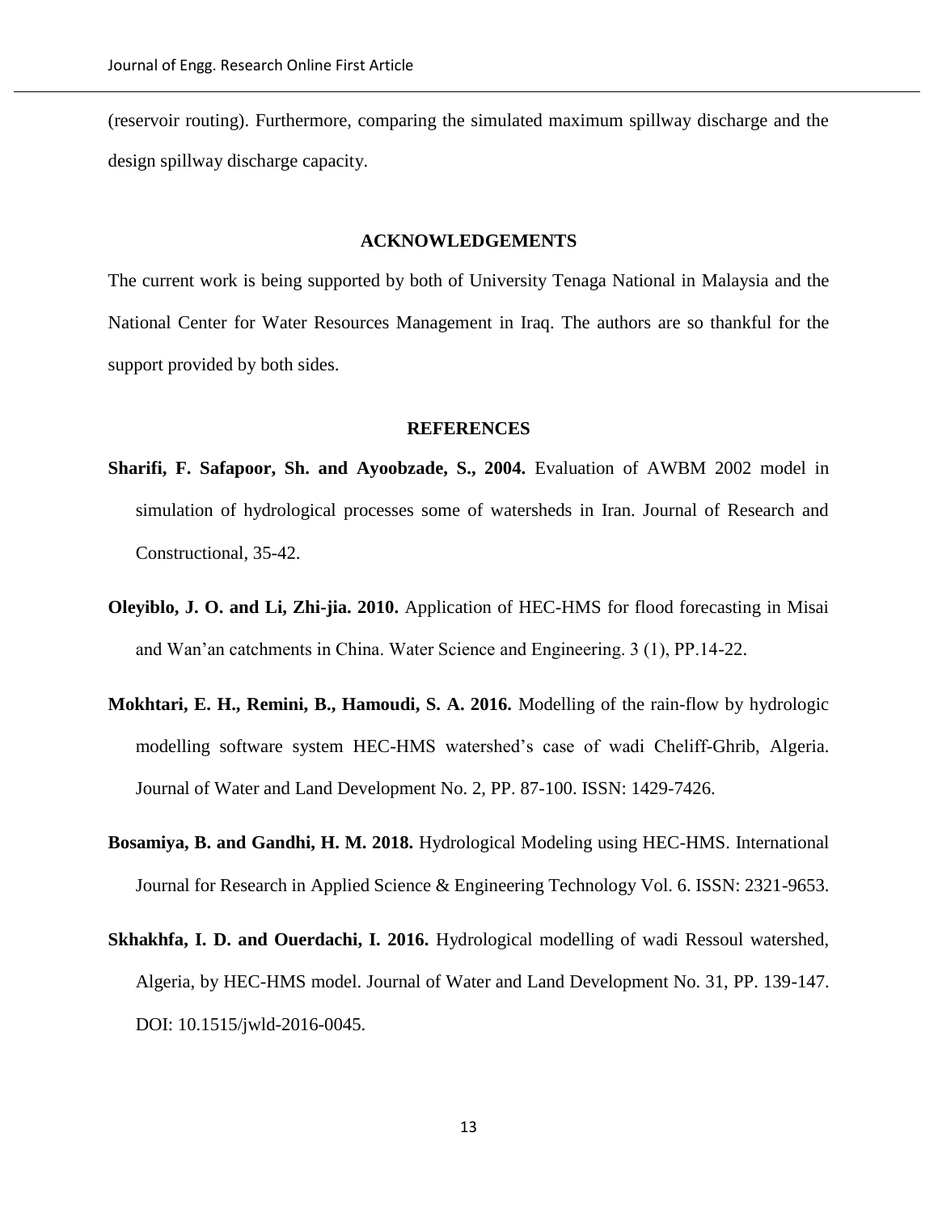(reservoir routing). Furthermore, comparing the simulated maximum spillway discharge and the design spillway discharge capacity.

## ACKNOWLEDGEMENTS

The current work is being supported by both of University Tenaga National in Malaysia and the National Center for Water Resources Management in Iraq. The authors are so thankful for the support provided by both sides.

## REFERENCES

**Sharifi, F. Safapoor, Sh. and Ayoobzade, S., 2004.** Evaluation of AWBM 2002 model in simulation of hydrological processes some of watersheds in Iran. Journal of Research and Constructional, 35-42.

**Oleyiblo, J. O. and Li, Zhi-jia. 2010.** Application of HEC-HMS for flood forecasting in Misai and Wan'an catchments in China. Water Science and Engineering. 3 (1), PP.14-22.

**Mokhtari, E. H., Remini, B., Hamoudi, S. A. 2016.** Modelling of the rain-flow by hydrologic modelling software system HEC-HMS watershed's case of wadi Cheliff-Ghrib, Algeria. Journal of Water and Land Development No. 2, PP. 87-100. ISSN: 1429-7426.

**Bosamiya, B. and Gandhi, H. M. 2018.** Hydrological Modeling using HEC-HMS. International Journal for Research in Applied Science & Engineering Technology Vol. 6. ISSN: 2321-9653.

**Skhakhfa, I. D. and Ouerdachi, I. 2016.** Hydrological modelling of wadi Ressoul watershed, Algeria, by HEC-HMS model. Journal of Water and Land Development No. 31, PP. 139-147. DOI: 10.1515/jwld-2016-0045.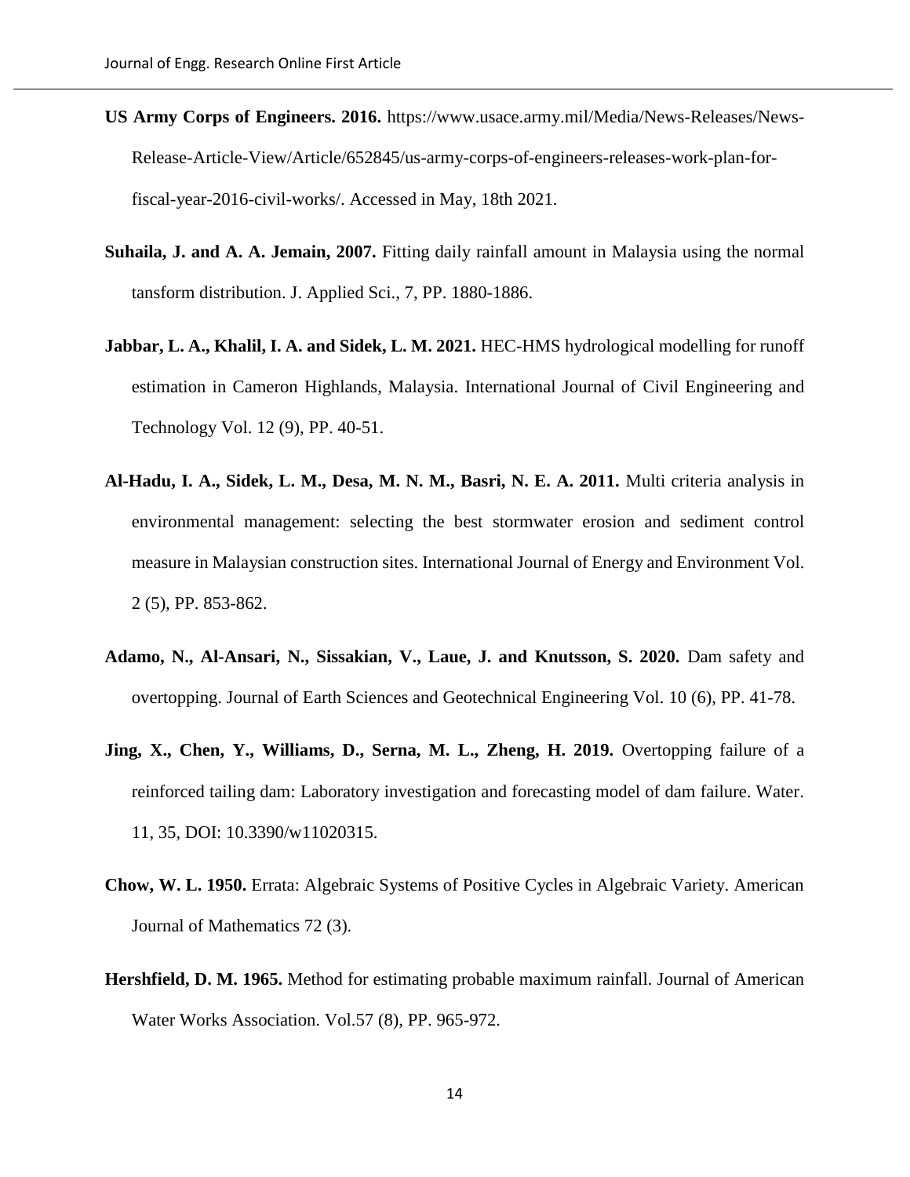**US Army Corps of Engineers. 2016.** https://www.usace.army.mil/Media/News-Releases/News-Release-Article-View/Article/652845/us-army-corps-of-engineers-releases-work-plan-for-fiscal-year-2016-civil-works/. Accessed in May, 18th 2021.

**Suhaila, J. and A. A. Jemain, 2007.** Fitting daily rainfall amount in Malaysia using the normal tansform distribution. J. Applied Sci., 7, PP. 1880-1886.

**Jabbar, L. A., Khalil, I. A. and Sidek, L. M. 2021.** HEC-HMS hydrological modelling for runoff estimation in Cameron Highlands, Malaysia. International Journal of Civil Engineering and Technology Vol. 12 (9), PP. 40-51.

**Al-Hadu, I. A., Sidek, L. M., Desa, M. N. M., Basri, N. E. A. 2011.** Multi criteria analysis in environmental management: selecting the best stormwater erosion and sediment control measure in Malaysian construction sites. International Journal of Energy and Environment Vol. 2 (5), PP. 853-862.

**Adamo, N., Al-Ansari, N., Sissakian, V., Laue, J. and Knutsson, S. 2020.** Dam safety and overtopping. Journal of Earth Sciences and Geotechnical Engineering Vol. 10 (6), PP. 41-78.

**Jing, X., Chen, Y., Williams, D., Serna, M. L., Zheng, H. 2019.** Overtopping failure of a reinforced tailing dam: Laboratory investigation and forecasting model of dam failure. Water. 11, 35, DOI: 10.3390/w11020315.

**Chow, W. L. 1950.** Errata: Algebraic Systems of Positive Cycles in Algebraic Variety. American Journal of Mathematics 72 (3).

**Hershfield, D. M. 1965.** Method for estimating probable maximum rainfall. Journal of American Water Works Association. Vol.57 (8), PP. 965-972.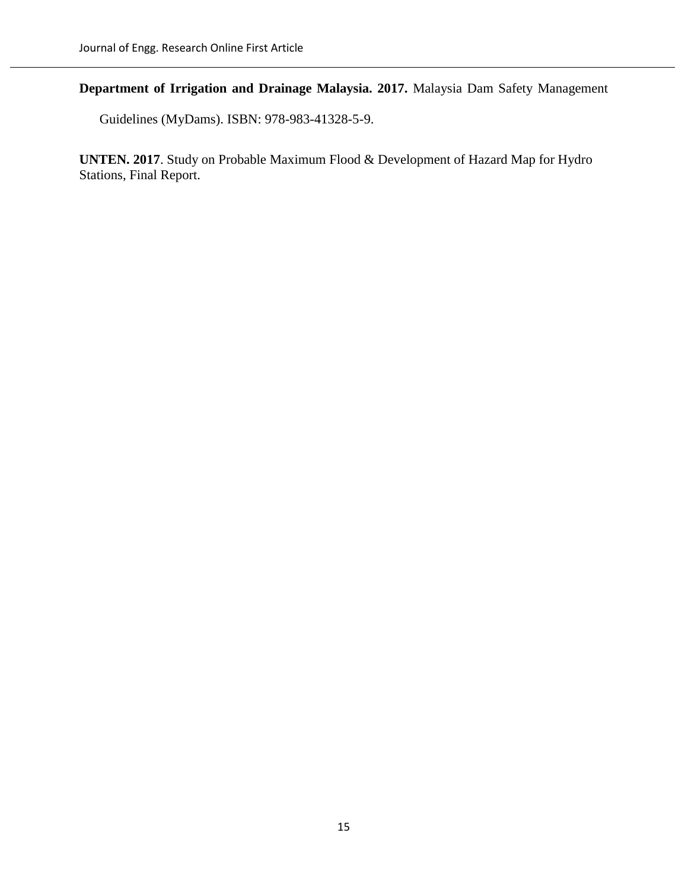**Department of Irrigation and Drainage Malaysia. 2017.** Malaysia Dam Safety Management Guidelines (MyDams). ISBN: 978-983-41328-5-9.

**UNTEN. 2017**. Study on Probable Maximum Flood & Development of Hazard Map for Hydro Stations, Final Report.